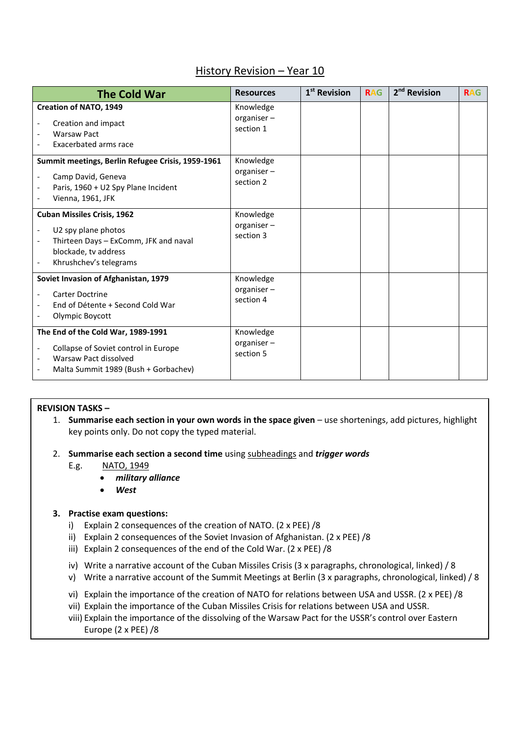# History Revision – Year 10

| The Cold War | Resources | 1st Revision | RAG | 2nd Revision | RAG |
|---|---|---|---|---|---|
| **Creation of NATO, 1949**<br>- Creation and impact<br>- Warsaw Pact<br>- Exacerbated arms race | Knowledge organiser – section 1 | | | | |
| **Summit meetings, Berlin Refugee Crisis, 1959-1961**<br>- Camp David, Geneva<br>- Paris, 1960 + U2 Spy Plane Incident<br>- Vienna, 1961, JFK | Knowledge organiser – section 2 | | | | |
| **Cuban Missiles Crisis, 1962**<br>- U2 spy plane photos<br>- Thirteen Days – ExComm, JFK and naval blockade, tv address<br>- Khrushchev's telegrams | Knowledge organiser – section 3 | | | | |
| **Soviet Invasion of Afghanistan, 1979**<br>- Carter Doctrine<br>- End of Détente + Second Cold War<br>- Olympic Boycott | Knowledge organiser – section 4 | | | | |
| **The End of the Cold War, 1989-1991**<br>- Collapse of Soviet control in Europe<br>- Warsaw Pact dissolved<br>- Malta Summit 1989 (Bush + Gorbachev) | Knowledge organiser – section 5 | | | | |

**REVISION TASKS –**

1. **Summarise each section in your own words in the space given** – use shortenings, add pictures, highlight key points only. Do not copy the typed material.

2. **Summarise each section a second time** using subheadings and ***trigger words***
   E.g. NATO, 1949
   - ***military alliance***
   - ***West***

3. **Practise exam questions:**
   i) Explain 2 consequences of the creation of NATO. (2 x PEE) /8
   ii) Explain 2 consequences of the Soviet Invasion of Afghanistan. (2 x PEE) /8
   iii) Explain 2 consequences of the end of the Cold War. (2 x PEE) /8

   iv) Write a narrative account of the Cuban Missiles Crisis (3 x paragraphs, chronological, linked) / 8
   v) Write a narrative account of the Summit Meetings at Berlin (3 x paragraphs, chronological, linked) / 8

   vi) Explain the importance of the creation of NATO for relations between USA and USSR. (2 x PEE) /8
   vii) Explain the importance of the Cuban Missiles Crisis for relations between USA and USSR.
   viii) Explain the importance of the dissolving of the Warsaw Pact for the USSR's control over Eastern Europe (2 x PEE) /8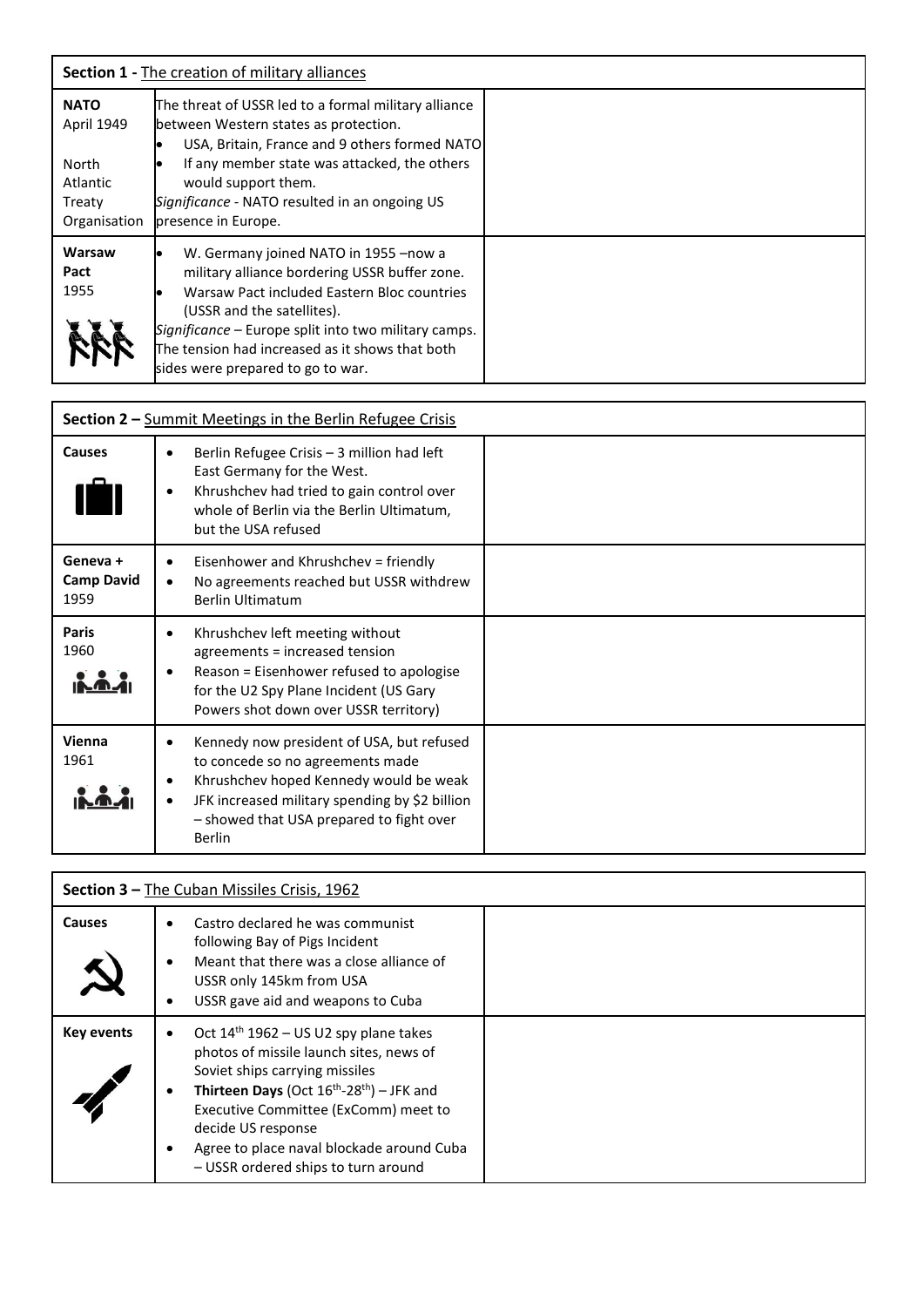| **Section 1 -** The creation of military alliances | | |
|---|---|---|
| **NATO** April 1949 North Atlantic Treaty Organisation | The threat of USSR led to a formal military alliance between Western states as protection. <br>• USA, Britain, France and 9 others formed NATO <br>• If any member state was attacked, the others would support them. <br>*Significance* - NATO resulted in an ongoing US presence in Europe. | |
| **Warsaw Pact** 1955 | • W. Germany joined NATO in 1955 –now a military alliance bordering USSR buffer zone. <br>• Warsaw Pact included Eastern Bloc countries (USSR and the satellites). <br>*Significance* – Europe split into two military camps. The tension had increased as it shows that both sides were prepared to go to war. | |

| **Section 2 –** Summit Meetings in the Berlin Refugee Crisis | | |
|---|---|---|
| **Causes** | • Berlin Refugee Crisis – 3 million had left East Germany for the West. <br>• Khrushchev had tried to gain control over whole of Berlin via the Berlin Ultimatum, but the USA refused | |
| **Geneva + Camp David** 1959 | • Eisenhower and Khrushchev = friendly <br>• No agreements reached but USSR withdrew Berlin Ultimatum | |
| **Paris** 1960 | • Khrushchev left meeting without agreements = increased tension <br>• Reason = Eisenhower refused to apologise for the U2 Spy Plane Incident (US Gary Powers shot down over USSR territory) | |
| **Vienna** 1961 | • Kennedy now president of USA, but refused to concede so no agreements made <br>• Khrushchev hoped Kennedy would be weak <br>• JFK increased military spending by $2 billion – showed that USA prepared to fight over Berlin | |

| **Section 3 –** The Cuban Missiles Crisis, 1962 | | |
|---|---|---|
| **Causes** | • Castro declared he was communist following Bay of Pigs Incident <br>• Meant that there was a close alliance of USSR only 145km from USA <br>• USSR gave aid and weapons to Cuba | |
| **Key events** | • Oct 14th 1962 – US U2 spy plane takes photos of missile launch sites, news of Soviet ships carrying missiles <br>• **Thirteen Days** (Oct 16th-28th) – JFK and Executive Committee (ExComm) meet to decide US response <br>• Agree to place naval blockade around Cuba – USSR ordered ships to turn around | |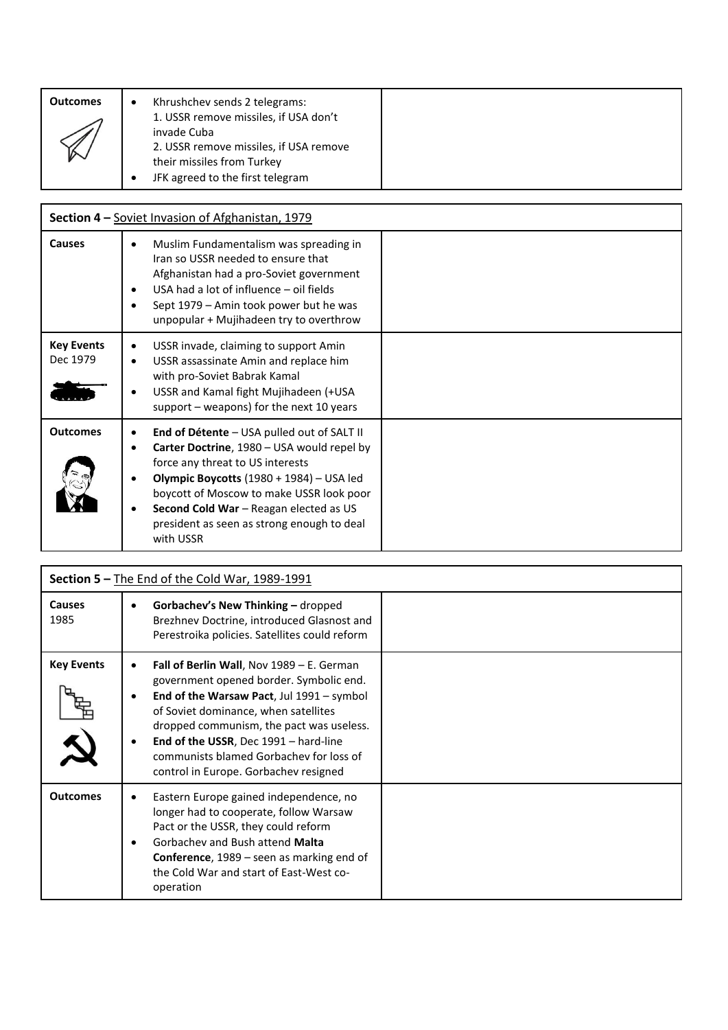| Outcomes | <ul><li>Khrushchev sends 2 telegrams:<br>1. USSR remove missiles, if USA don't invade Cuba<br>2. USSR remove missiles, if USA remove their missiles from Turkey</li><li>JFK agreed to the first telegram</li></ul> | |
|---|---|---|

| **Section 4 –** Soviet Invasion of Afghanistan, 1979 | | |
|---|---|---|
| **Causes** | <ul><li>Muslim Fundamentalism was spreading in Iran so USSR needed to ensure that Afghanistan had a pro-Soviet government</li><li>USA had a lot of influence – oil fields</li><li>Sept 1979 – Amin took power but he was unpopular + Mujihadeen try to overthrow</li></ul> | |
| **Key Events** Dec 1979 | <ul><li>USSR invade, claiming to support Amin</li><li>USSR assassinate Amin and replace him with pro-Soviet Babrak Kamal</li><li>USSR and Kamal fight Mujihadeen (+USA support – weapons) for the next 10 years</li></ul> | |
| **Outcomes** | <ul><li>**End of Détente** – USA pulled out of SALT II</li><li>**Carter Doctrine**, 1980 – USA would repel by force any threat to US interests</li><li>**Olympic Boycotts** (1980 + 1984) – USA led boycott of Moscow to make USSR look poor</li><li>**Second Cold War** – Reagan elected as US president as seen as strong enough to deal with USSR</li></ul> | |

| **Section 5 –** The End of the Cold War, 1989-1991 | | |
|---|---|---|
| **Causes** 1985 | <ul><li>**Gorbachev's New Thinking –** dropped Brezhnev Doctrine, introduced Glasnost and Perestroika policies. Satellites could reform</li></ul> | |
| **Key Events** | <ul><li>**Fall of Berlin Wall**, Nov 1989 – E. German government opened border. Symbolic end.</li><li>**End of the Warsaw Pact**, Jul 1991 – symbol of Soviet dominance, when satellites dropped communism, the pact was useless.</li><li>**End of the USSR**, Dec 1991 – hard-line communists blamed Gorbachev for loss of control in Europe. Gorbachev resigned</li></ul> | |
| **Outcomes** | <ul><li>Eastern Europe gained independence, no longer had to cooperate, follow Warsaw Pact or the USSR, they could reform</li><li>Gorbachev and Bush attend **Malta Conference**, 1989 – seen as marking end of the Cold War and start of East-West co-operation</li></ul> | |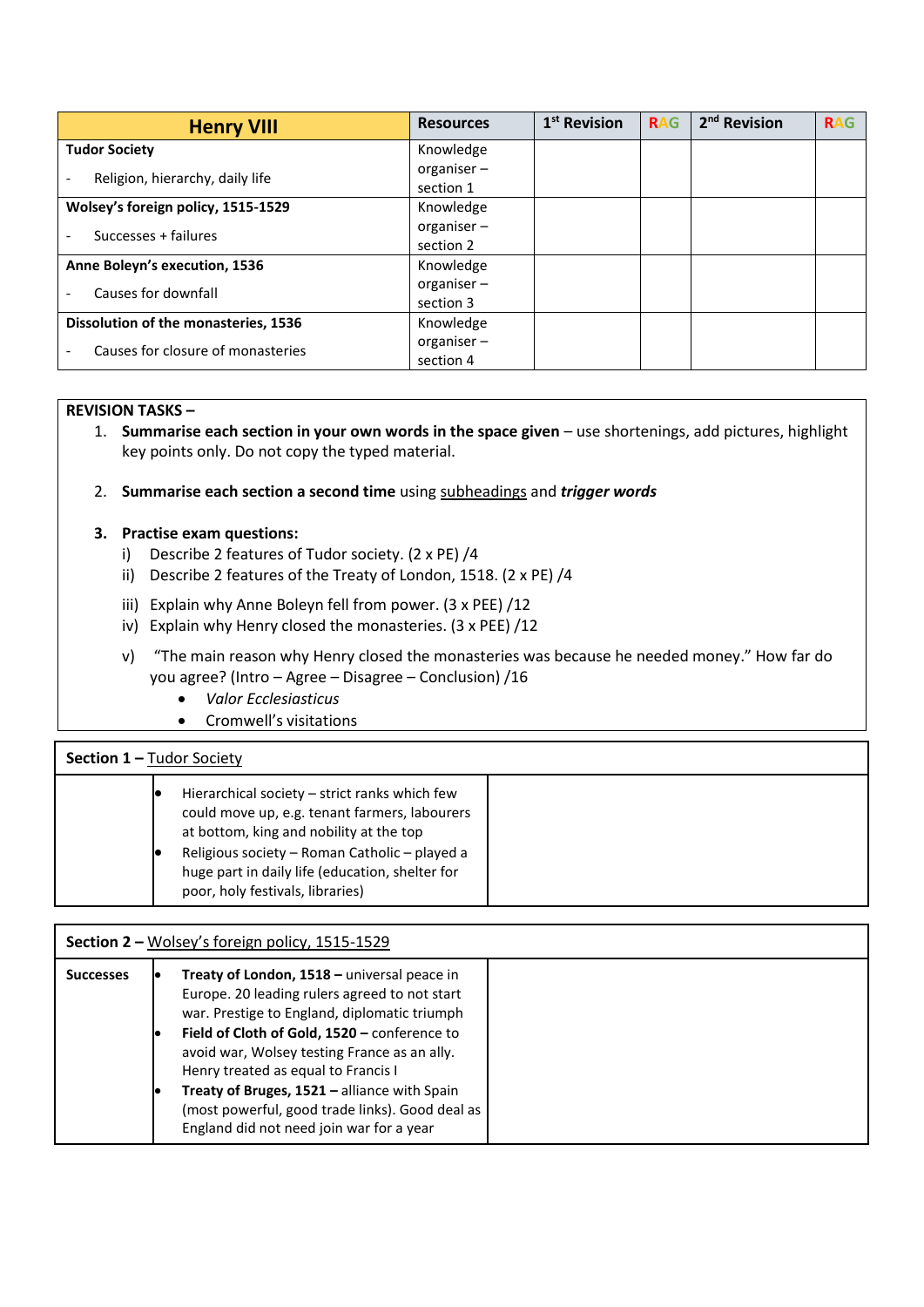| Henry VIII | Resources | 1st Revision | RAG | 2nd Revision | RAG |
|---|---|---|---|---|---|
| **Tudor Society**<br>- Religion, hierarchy, daily life | Knowledge organiser – section 1 | | | | |
| **Wolsey's foreign policy, 1515-1529**<br>- Successes + failures | Knowledge organiser – section 2 | | | | |
| **Anne Boleyn's execution, 1536**<br>- Causes for downfall | Knowledge organiser – section 3 | | | | |
| **Dissolution of the monasteries, 1536**<br>- Causes for closure of monasteries | Knowledge organiser – section 4 | | | | |

**REVISION TASKS –**

1. **Summarise each section in your own words in the space given** – use shortenings, add pictures, highlight key points only. Do not copy the typed material.

2. **Summarise each section a second time** using subheadings and ***trigger words***

3. **Practise exam questions:**
   i) Describe 2 features of Tudor society. (2 x PE) /4
   ii) Describe 2 features of the Treaty of London, 1518. (2 x PE) /4
   iii) Explain why Anne Boleyn fell from power. (3 x PEE) /12
   iv) Explain why Henry closed the monasteries. (3 x PEE) /12
   v) "The main reason why Henry closed the monasteries was because he needed money." How far do you agree? (Intro – Agree – Disagree – Conclusion) /16
      - *Valor Ecclesiasticus*
      - Cromwell's visitations

| **Section 1 –** Tudor Society | | |
|---|---|---|
| | • Hierarchical society – strict ranks which few could move up, e.g. tenant farmers, labourers at bottom, king and nobility at the top<br>• Religious society – Roman Catholic – played a huge part in daily life (education, shelter for poor, holy festivals, libraries) | |

| **Section 2 –** Wolsey's foreign policy, 1515-1529 | | |
|---|---|---|
| **Successes** | • **Treaty of London, 1518 –** universal peace in Europe. 20 leading rulers agreed to not start war. Prestige to England, diplomatic triumph<br>• **Field of Cloth of Gold, 1520 –** conference to avoid war, Wolsey testing France as an ally. Henry treated as equal to Francis I<br>• **Treaty of Bruges, 1521 –** alliance with Spain (most powerful, good trade links). Good deal as England did not need join war for a year | |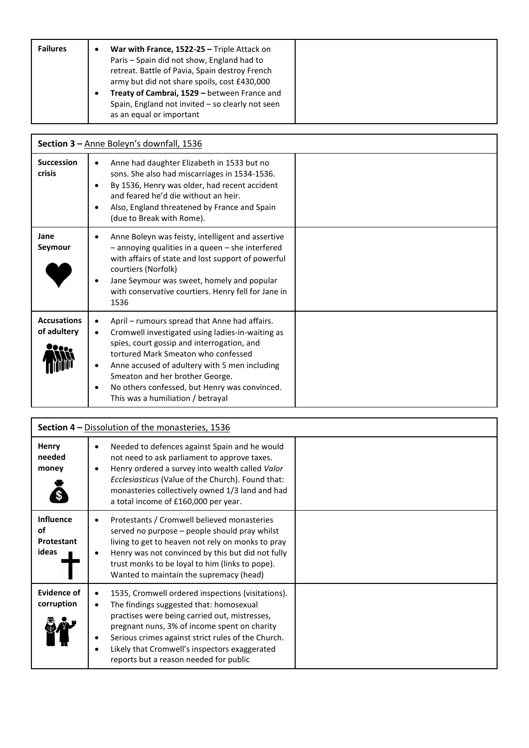| | | |
|---|---|---|
| **Failures** | • **War with France, 1522-25 –** Triple Attack on Paris – Spain did not show, England had to retreat. Battle of Pavia, Spain destroy French army but did not share spoils, cost £430,000<br>• **Treaty of Cambrai, 1529 –** between France and Spain, England not invited – so clearly not seen as an equal or important | |

| **Section 3 –** Anne Boleyn's downfall, 1536 | | |
|---|---|---|
| **Succession crisis** | • Anne had daughter Elizabeth in 1533 but no sons. She also had miscarriages in 1534-1536.<br>• By 1536, Henry was older, had recent accident and feared he'd die without an heir.<br>• Also, England threatened by France and Spain (due to Break with Rome). | |
| **Jane Seymour** | • Anne Boleyn was feisty, intelligent and assertive – annoying qualities in a queen – she interfered with affairs of state and lost support of powerful courtiers (Norfolk)<br>• Jane Seymour was sweet, homely and popular with conservative courtiers. Henry fell for Jane in 1536 | |
| **Accusations of adultery** | • April – rumours spread that Anne had affairs.<br>• Cromwell investigated using ladies-in-waiting as spies, court gossip and interrogation, and tortured Mark Smeaton who confessed<br>• Anne accused of adultery with 5 men including Smeaton and her brother George.<br>• No others confessed, but Henry was convinced. This was a humiliation / betrayal | |

| **Section 4 –** Dissolution of the monasteries, 1536 | | |
|---|---|---|
| **Henry needed money** | • Needed to defences against Spain and he would not need to ask parliament to approve taxes.<br>• Henry ordered a survey into wealth called *Valor Ecclesiasticus* (Value of the Church). Found that: monasteries collectively owned 1/3 land and had a total income of £160,000 per year. | |
| **Influence of Protestant ideas** | • Protestants / Cromwell believed monasteries served no purpose – people should pray whilst living to get to heaven not rely on monks to pray<br>• Henry was not convinced by this but did not fully trust monks to be loyal to him (links to pope). Wanted to maintain the supremacy (head) | |
| **Evidence of corruption** | • 1535, Cromwell ordered inspections (visitations).<br>• The findings suggested that: homosexual practises were being carried out, mistresses, pregnant nuns, 3% of income spent on charity<br>• Serious crimes against strict rules of the Church.<br>• Likely that Cromwell's inspectors exaggerated reports but a reason needed for public | |